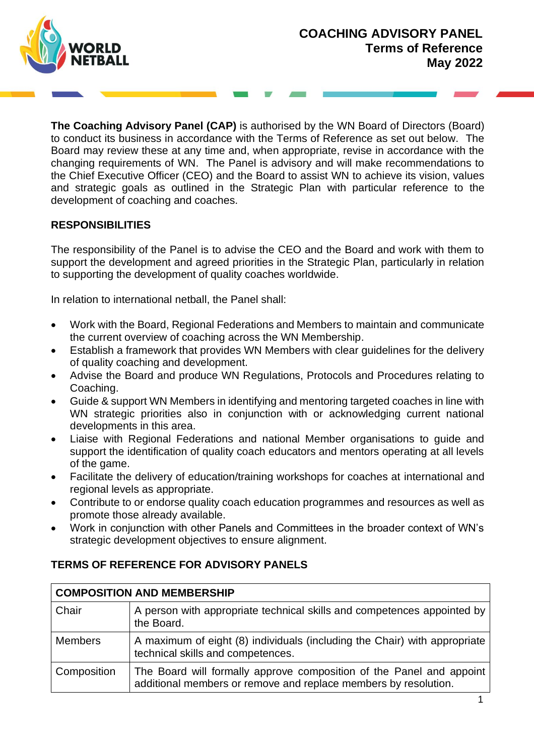# COACHING ADVISORY PANEL
## Terms of Reference
## May 2022

**The Coaching Advisory Panel (CAP)** is authorised by the WN Board of Directors (Board) to conduct its business in accordance with the Terms of Reference as set out below. The Board may review these at any time and, when appropriate, revise in accordance with the changing requirements of WN. The Panel is advisory and will make recommendations to the Chief Executive Officer (CEO) and the Board to assist WN to achieve its vision, values and strategic goals as outlined in the Strategic Plan with particular reference to the development of coaching and coaches.

## RESPONSIBILITIES

The responsibility of the Panel is to advise the CEO and the Board and work with them to support the development and agreed priorities in the Strategic Plan, particularly in relation to supporting the development of quality coaches worldwide.

In relation to international netball, the Panel shall:

- Work with the Board, Regional Federations and Members to maintain and communicate the current overview of coaching across the WN Membership.
- Establish a framework that provides WN Members with clear guidelines for the delivery of quality coaching and development.
- Advise the Board and produce WN Regulations, Protocols and Procedures relating to Coaching.
- Guide & support WN Members in identifying and mentoring targeted coaches in line with WN strategic priorities also in conjunction with or acknowledging current national developments in this area.
- Liaise with Regional Federations and national Member organisations to guide and support the identification of quality coach educators and mentors operating at all levels of the game.
- Facilitate the delivery of education/training workshops for coaches at international and regional levels as appropriate.
- Contribute to or endorse quality coach education programmes and resources as well as promote those already available.
- Work in conjunction with other Panels and Committees in the broader context of WN's strategic development objectives to ensure alignment.

## TERMS OF REFERENCE FOR ADVISORY PANELS

| **COMPOSITION AND MEMBERSHIP** | |
|---|---|
| Chair | A person with appropriate technical skills and competences appointed by the Board. |
| Members | A maximum of eight (8) individuals (including the Chair) with appropriate technical skills and competences. |
| Composition | The Board will formally approve composition of the Panel and appoint additional members or remove and replace members by resolution. |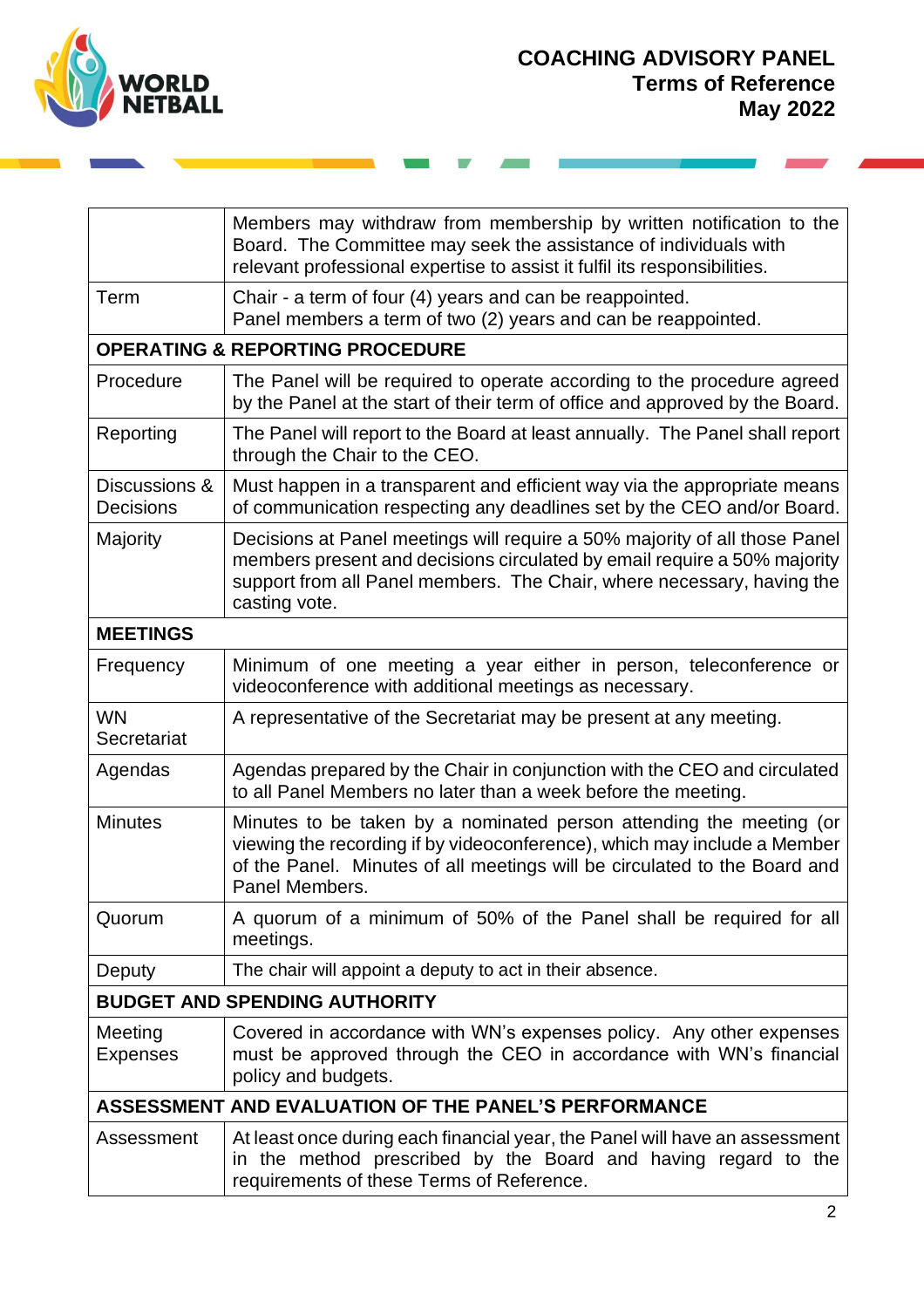|  |  |
|---|---|
|  | Members may withdraw from membership by written notification to the Board. The Committee may seek the assistance of individuals with relevant professional expertise to assist it fulfil its responsibilities. |
| Term | Chair - a term of four (4) years and can be reappointed.<br>Panel members a term of two (2) years and can be reappointed. |
| **OPERATING & REPORTING PROCEDURE** |  |
| Procedure | The Panel will be required to operate according to the procedure agreed by the Panel at the start of their term of office and approved by the Board. |
| Reporting | The Panel will report to the Board at least annually. The Panel shall report through the Chair to the CEO. |
| Discussions & Decisions | Must happen in a transparent and efficient way via the appropriate means of communication respecting any deadlines set by the CEO and/or Board. |
| Majority | Decisions at Panel meetings will require a 50% majority of all those Panel members present and decisions circulated by email require a 50% majority support from all Panel members. The Chair, where necessary, having the casting vote. |
| **MEETINGS** |  |
| Frequency | Minimum of one meeting a year either in person, teleconference or videoconference with additional meetings as necessary. |
| WN Secretariat | A representative of the Secretariat may be present at any meeting. |
| Agendas | Agendas prepared by the Chair in conjunction with the CEO and circulated to all Panel Members no later than a week before the meeting. |
| Minutes | Minutes to be taken by a nominated person attending the meeting (or viewing the recording if by videoconference), which may include a Member of the Panel. Minutes of all meetings will be circulated to the Board and Panel Members. |
| Quorum | A quorum of a minimum of 50% of the Panel shall be required for all meetings. |
| Deputy | The chair will appoint a deputy to act in their absence. |
| **BUDGET AND SPENDING AUTHORITY** |  |
| Meeting Expenses | Covered in accordance with WN's expenses policy. Any other expenses must be approved through the CEO in accordance with WN's financial policy and budgets. |
| **ASSESSMENT AND EVALUATION OF THE PANEL'S PERFORMANCE** |  |
| Assessment | At least once during each financial year, the Panel will have an assessment in the method prescribed by the Board and having regard to the requirements of these Terms of Reference. |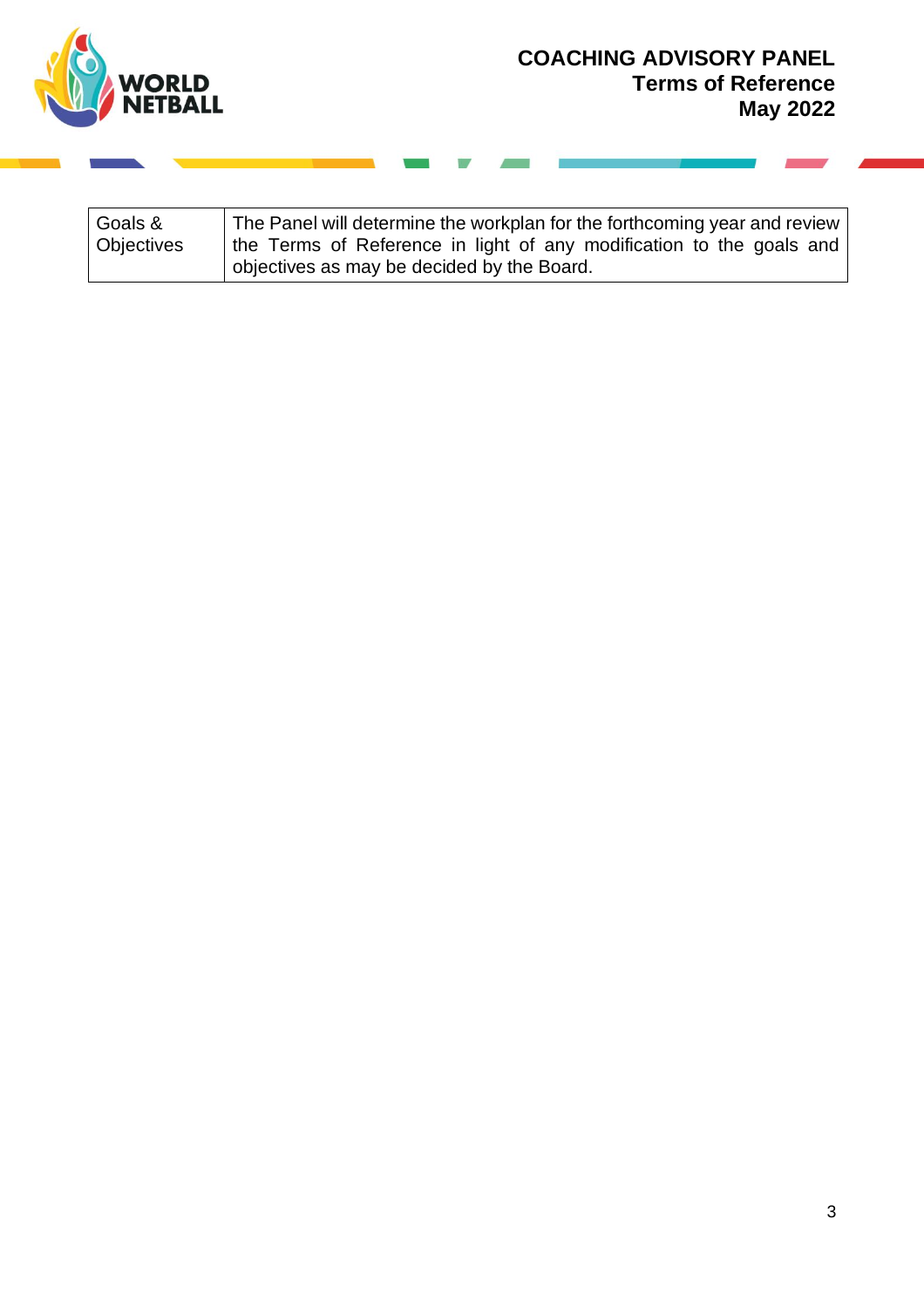| | |
|---|---|
| Goals & Objectives | The Panel will determine the workplan for the forthcoming year and review the Terms of Reference in light of any modification to the goals and objectives as may be decided by the Board. |